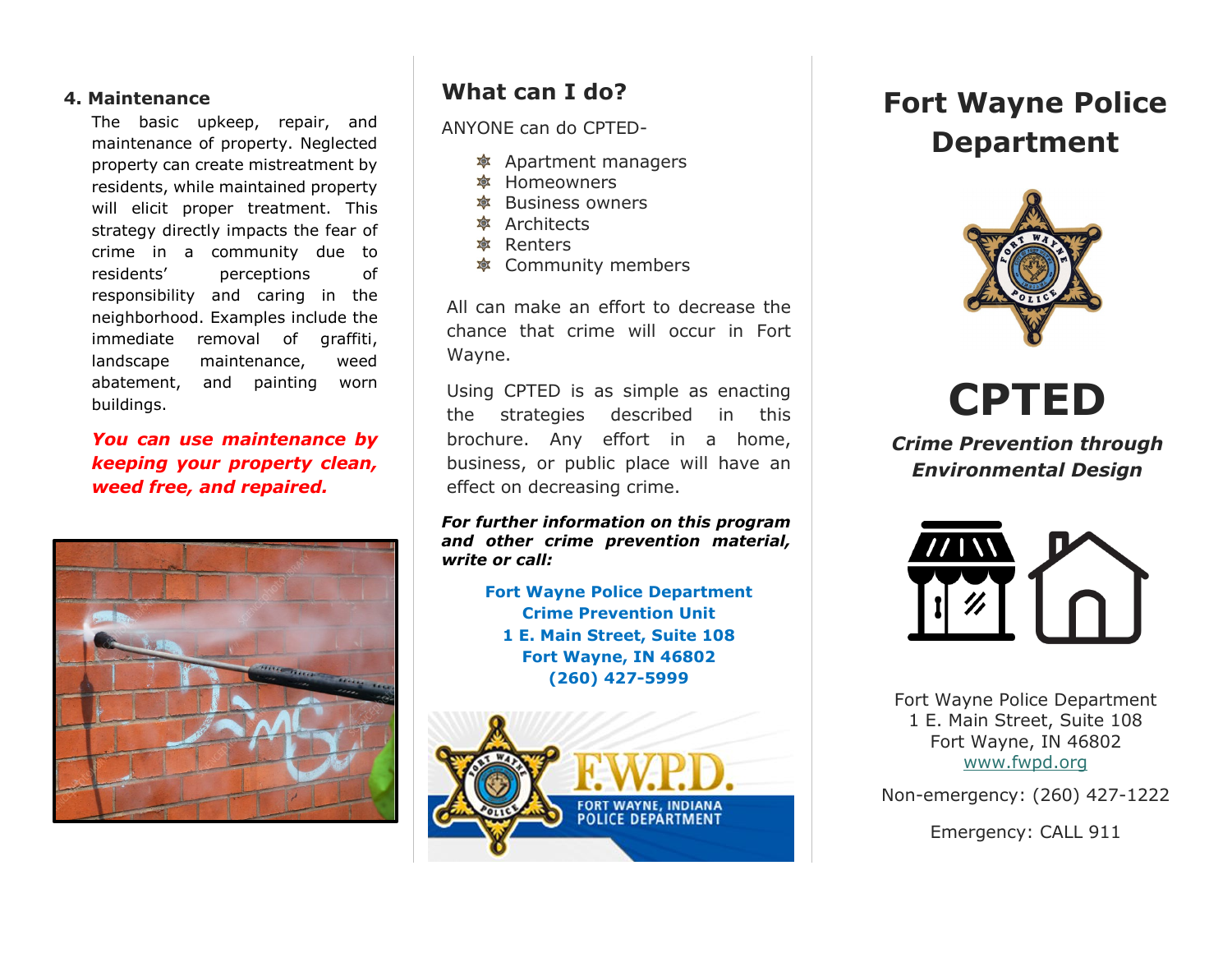### 4. Maintenance

The basic upkeep, repair, and maintenance of property. Neglected property can create mistreatment by residents, while maintained property will elicit proper treatment. This strategy directly impacts the fear of crime in a community due to residents' perceptions of responsibility and caring in the neighborhood. Examples include the immediate removal of graffiti, landscape maintenance, weed abatement, and painting worn buildings.

***You can use maintenance by keeping your property clean, weed free, and repaired.***

## What can I do?

ANYONE can do CPTED-

- Apartment managers
- Homeowners
- Business owners
- Architects
- Renters
- Community members

All can make an effort to decrease the chance that crime will occur in Fort Wayne.

Using CPTED is as simple as enacting the strategies described in this brochure. Any effort in a home, business, or public place will have an effect on decreasing crime.

***For further information on this program and other crime prevention material, write or call:***

**Fort Wayne Police Department**
**Crime Prevention Unit**
**1 E. Main Street, Suite 108**
**Fort Wayne, IN 46802**
**(260) 427-5999**

F.W.P.D.
FORT WAYNE, INDIANA POLICE DEPARTMENT

# Fort Wayne Police Department

# CPTED

***Crime Prevention through Environmental Design***

Fort Wayne Police Department
1 E. Main Street, Suite 108
Fort Wayne, IN 46802
www.fwpd.org

Non-emergency: (260) 427-1222

Emergency: CALL 911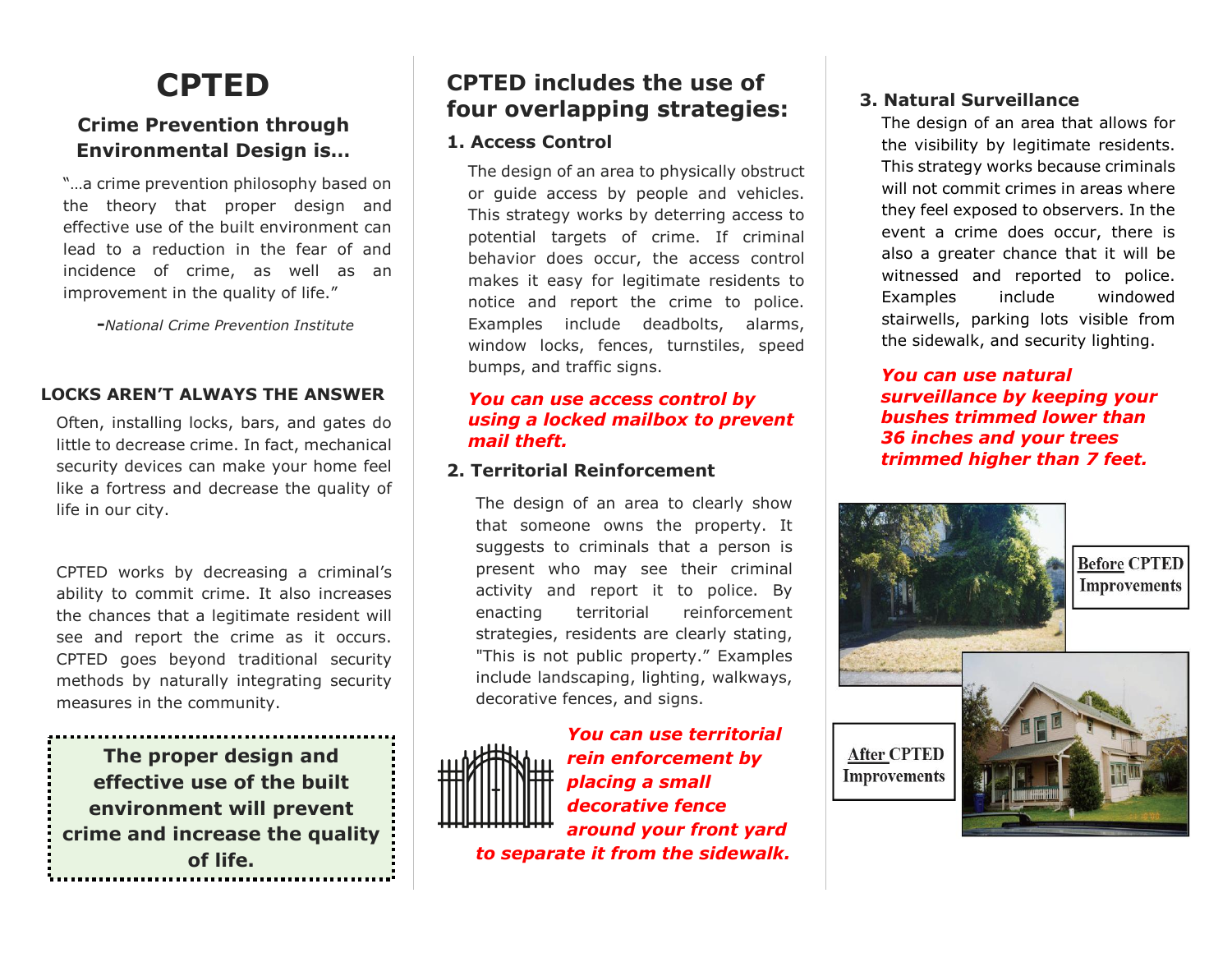# CPTED

## Crime Prevention through Environmental Design is…

"…a crime prevention philosophy based on the theory that proper design and effective use of the built environment can lead to a reduction in the fear of and incidence of crime, as well as an improvement in the quality of life."

-*National Crime Prevention Institute*

### LOCKS AREN'T ALWAYS THE ANSWER

Often, installing locks, bars, and gates do little to decrease crime. In fact, mechanical security devices can make your home feel like a fortress and decrease the quality of life in our city.

CPTED works by decreasing a criminal's ability to commit crime. It also increases the chances that a legitimate resident will see and report the crime as it occurs. CPTED goes beyond traditional security methods by naturally integrating security measures in the community.

**The proper design and effective use of the built environment will prevent crime and increase the quality of life.**

## CPTED includes the use of four overlapping strategies:

### 1. Access Control

The design of an area to physically obstruct or guide access by people and vehicles. This strategy works by deterring access to potential targets of crime. If criminal behavior does occur, the access control makes it easy for legitimate residents to notice and report the crime to police. Examples include deadbolts, alarms, window locks, fences, turnstiles, speed bumps, and traffic signs.

***You can use access control by using a locked mailbox to prevent mail theft.***

### 2. Territorial Reinforcement

The design of an area to clearly show that someone owns the property. It suggests to criminals that a person is present who may see their criminal activity and report it to police. By enacting territorial reinforcement strategies, residents are clearly stating, "This is not public property." Examples include landscaping, lighting, walkways, decorative fences, and signs.

***You can use territorial rein enforcement by placing a small decorative fence around your front yard to separate it from the sidewalk.***

### 3. Natural Surveillance

The design of an area that allows for the visibility by legitimate residents. This strategy works because criminals will not commit crimes in areas where they feel exposed to observers. In the event a crime does occur, there is also a greater chance that it will be witnessed and reported to police. Examples include windowed stairwells, parking lots visible from the sidewalk, and security lighting.

***You can use natural surveillance by keeping your bushes trimmed lower than 36 inches and your trees trimmed higher than 7 feet.***

Before CPTED Improvements

After CPTED Improvements